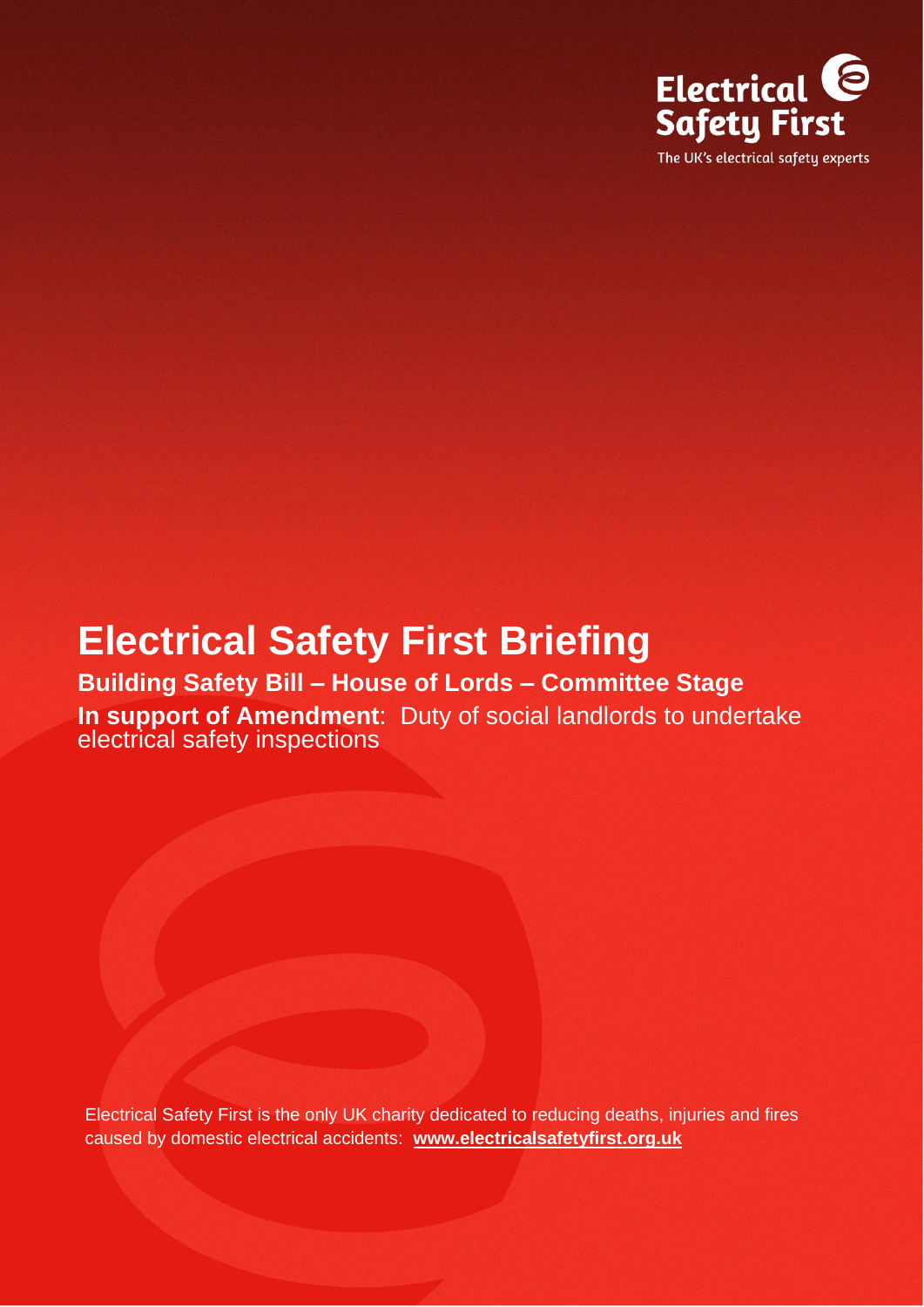Electrical Safety First

The UK's electrical safety experts

# Electrical Safety First Briefing

**Building Safety Bill – House of Lords – Committee Stage**

**In support of Amendment**: Duty of social landlords to undertake electrical safety inspections

Electrical Safety First is the only UK charity dedicated to reducing deaths, injuries and fires caused by domestic electrical accidents: **www.electricalsafetyfirst.org.uk**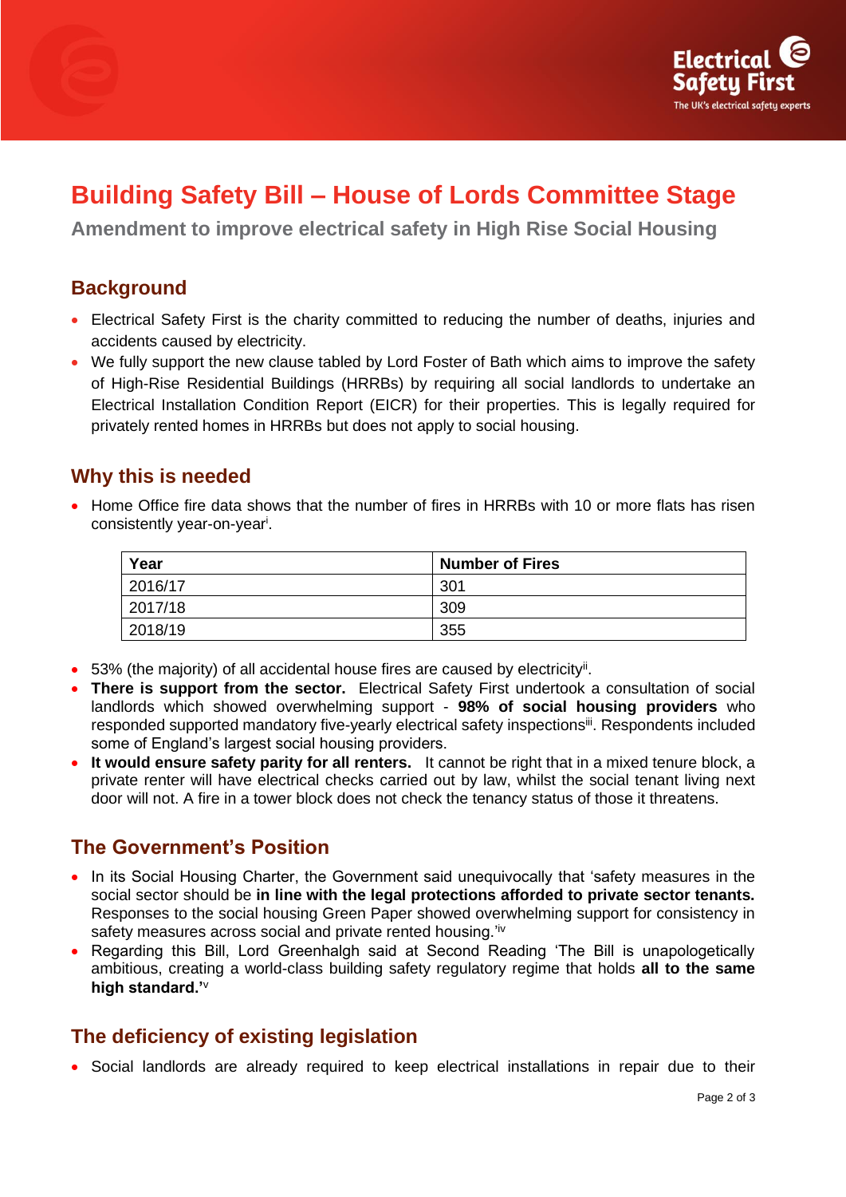# Building Safety Bill – House of Lords Committee Stage

**Amendment to improve electrical safety in High Rise Social Housing**

## Background

- Electrical Safety First is the charity committed to reducing the number of deaths, injuries and accidents caused by electricity.
- We fully support the new clause tabled by Lord Foster of Bath which aims to improve the safety of High-Rise Residential Buildings (HRRBs) by requiring all social landlords to undertake an Electrical Installation Condition Report (EICR) for their properties. This is legally required for privately rented homes in HRRBs but does not apply to social housing.

## Why this is needed

- Home Office fire data shows that the number of fires in HRRBs with 10 or more flats has risen consistently year-on-year[i].

| Year | Number of Fires |
|---|---|
| 2016/17 | 301 |
| 2017/18 | 309 |
| 2018/19 | 355 |

- 53% (the majority) of all accidental house fires are caused by electricity[ii].
- **There is support from the sector.** Electrical Safety First undertook a consultation of social landlords which showed overwhelming support - **98% of social housing providers** who responded supported mandatory five-yearly electrical safety inspections[iii]. Respondents included some of England's largest social housing providers.
- **It would ensure safety parity for all renters.** It cannot be right that in a mixed tenure block, a private renter will have electrical checks carried out by law, whilst the social tenant living next door will not. A fire in a tower block does not check the tenancy status of those it threatens.

## The Government's Position

- In its Social Housing Charter, the Government said unequivocally that 'safety measures in the social sector should be **in line with the legal protections afforded to private sector tenants.** Responses to the social housing Green Paper showed overwhelming support for consistency in safety measures across social and private rented housing.'[iv]
- Regarding this Bill, Lord Greenhalgh said at Second Reading 'The Bill is unapologetically ambitious, creating a world-class building safety regulatory regime that holds **all to the same high standard.'**[v]

## The deficiency of existing legislation

- Social landlords are already required to keep electrical installations in repair due to their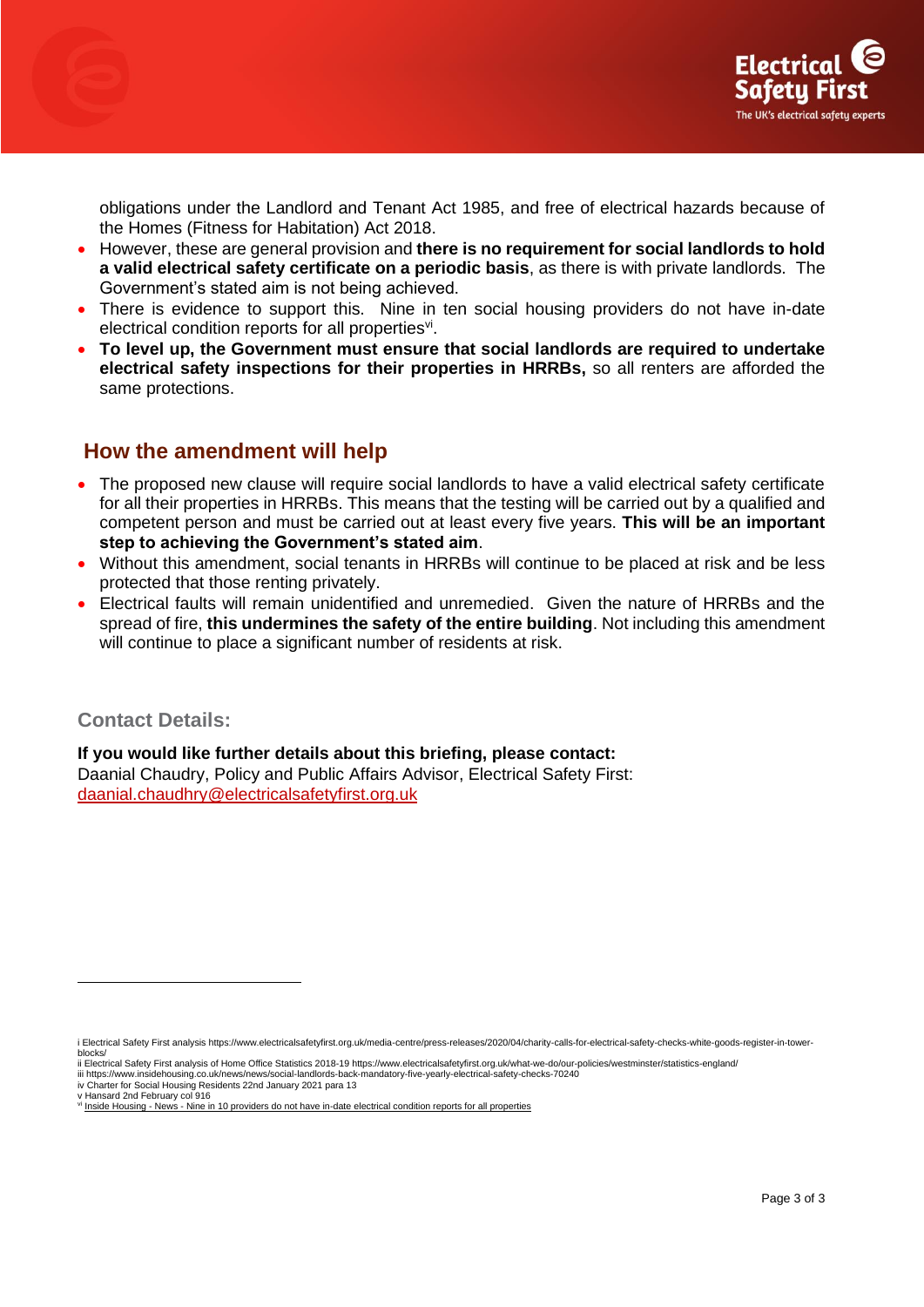obligations under the Landlord and Tenant Act 1985, and free of electrical hazards because of the Homes (Fitness for Habitation) Act 2018.

- However, these are general provision and **there is no requirement for social landlords to hold a valid electrical safety certificate on a periodic basis**, as there is with private landlords. The Government's stated aim is not being achieved.
- There is evidence to support this. Nine in ten social housing providers do not have in-date electrical condition reports for all properties[vi].
- **To level up, the Government must ensure that social landlords are required to undertake electrical safety inspections for their properties in HRRBs,** so all renters are afforded the same protections.

## How the amendment will help

- The proposed new clause will require social landlords to have a valid electrical safety certificate for all their properties in HRRBs. This means that the testing will be carried out by a qualified and competent person and must be carried out at least every five years. **This will be an important step to achieving the Government's stated aim**.
- Without this amendment, social tenants in HRRBs will continue to be placed at risk and be less protected that those renting privately.
- Electrical faults will remain unidentified and unremedied. Given the nature of HRRBs and the spread of fire, **this undermines the safety of the entire building**. Not including this amendment will continue to place a significant number of residents at risk.

### Contact Details:

**If you would like further details about this briefing, please contact:**
Daanial Chaudry, Policy and Public Affairs Advisor, Electrical Safety First:
daanial.chaudhry@electricalsafetyfirst.org.uk

---

i Electrical Safety First analysis https://www.electricalsafetyfirst.org.uk/media-centre/press-releases/2020/04/charity-calls-for-electrical-safety-checks-white-goods-register-in-tower-blocks/
ii Electrical Safety First analysis of Home Office Statistics 2018-19 https://www.electricalsafetyfirst.org.uk/what-we-do/our-policies/westminster/statistics-england/
iii https://www.insidehousing.co.uk/news/news/social-landlords-back-mandatory-five-yearly-electrical-safety-checks-70240
iv Charter for Social Housing Residents 22nd January 2021 para 13
v Hansard 2nd February col 916
vi Inside Housing - News - Nine in 10 providers do not have in-date electrical condition reports for all properties